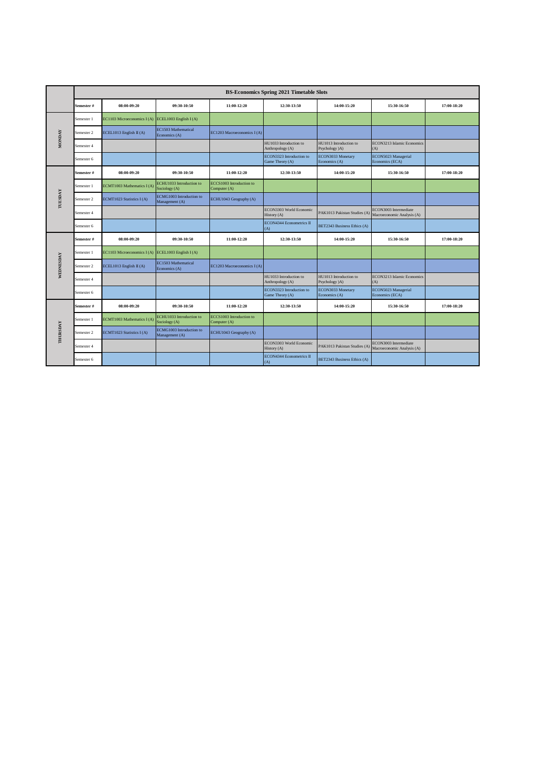| | BS-Economics Spring 2021 Timetable Slots | | | | | | | |
|---|---|---|---|---|---|---|---|---|
| | Semester # | 08:00-09:20 | 09:30-10:50 | 11:00-12:20 | 12:30-13:50 | 14:00-15:20 | 15:30-16:50 | 17:00-18:20 |
| MONDAY | Semester 1 | EC1103 Microeconomics I (A) | ECEL1003 English I (A) | | | | | |
| | Semester 2 | ECEL1013 English II (A) | EC1503 Mathematical Economics (A) | EC1203 Macroeconomics I (A) | | | | |
| | Semester 4 | | | | HU1033 Introduction to Anthropology (A) | HU1013 Introduction to Psychology )A) | ECON3213 Islamic Economics (A) | |
| | Semester 6 | | | | ECON3323 Introduction to Game Theory (A) | ECON3033 Monetary Economics (A) | ECON5023 Managerial Economics (ECA) | |
| TUESDAY | Semester # | 08:00-09:20 | 09:30-10:50 | 11:00-12:20 | 12:30-13:50 | 14:00-15:20 | 15:30-16:50 | 17:00-18:20 |
| | Semester 1 | ECMT1003 Mathematics I (A) | ECHU1033 Introduction to Sociology (A) | ECCS1003 Introduction to Computer (A) | | | | |
| | Semester 2 | ECMT1023 Statistics I (A) | ECMG1003 Introduction to Management (A) | ECHU1043 Geography (A) | | | | |
| | Semester 4 | | | | ECON3303 World Economic History (A) | PAK1013 Pakistan Studies (A) | ECON3003 Intermediate Macroeconomic Analysis (A) | |
| | Semester 6 | | | | ECON4344 Econometrics II (A) | BET2343 Business Ethics (A) | | |
| WEDNESDAY | Semester # | 08:00-09:20 | 09:30-10:50 | 11:00-12:20 | 12:30-13:50 | 14:00-15:20 | 15:30-16:50 | 17:00-18:20 |
| | Semester 1 | EC1103 Microeconomics I (A) | ECEL1003 English I (A) | | | | | |
| | Semester 2 | ECEL1013 English II (A) | EC1503 Mathematical Economics (A) | EC1203 Macroeconomics I (A) | | | | |
| | Semester 4 | | | | HU1033 Introduction to Anthropology (A) | HU1013 Introduction to Psychology )A) | ECON3213 Islamic Economics (A) | |
| | Semester 6 | | | | ECON3323 Introduction to Game Theory (A) | ECON3033 Monetary Economics (A) | ECON5023 Managerial Economics (ECA) | |
| THURSDAY | Semester # | 08:00-09:20 | 09:30-10:50 | 11:00-12:20 | 12:30-13:50 | 14:00-15:20 | 15:30-16:50 | 17:00-18:20 |
| | Semester 1 | ECMT1003 Mathematics I (A) | ECHU1033 Introduction to Sociology (A) | ECCS1003 Introduction to Computer (A) | | | | |
| | Semester 2 | ECMT1023 Statistics I (A) | ECMG1003 Introduction to Management (A) | ECHU1043 Geography (A) | | | | |
| | Semester 4 | | | | ECON3303 World Economic History (A) | PAK1013 Pakistan Studies (A) | ECON3003 Intermediate Macroeconomic Analysis (A) | |
| | Semester 6 | | | | ECON4344 Econometrics II (A) | BET2343 Business Ethics (A) | | |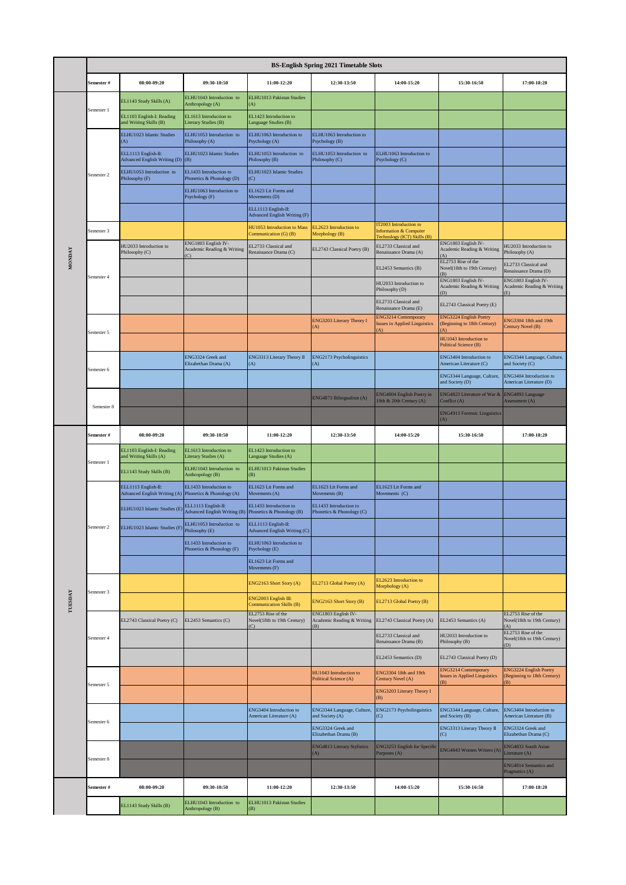# BS-English Spring 2021 Timetable Slots

| Day | Semester # | 08:00-09:20 | 09:30-10:50 | 11:00-12:20 | 12:30-13:50 | 14:00-15:20 | 15:30-16:50 | 17:00-18:20 |
|---|---|---|---|---|---|---|---|---|
| MONDAY | Semester 1 | EL1143 Study Skills (A) | ELHU1043 Introduction to Anthropology (A) | ELHU1013 Pakistan Studies (A) | | | | |
| | | EL1103 English-I: Reading and Writing Skills (B) | EL1613 Introduction to Literary Studies (B) | EL1423 Introduction to Language Studies (B) | | | | |
| | Semester 2 | ELHU1023 Islamic Studies (A) | ELHU1053 Introduction to Philosophy (A) | ELHU1063 Introduction to Psychology (A) | ELHU1063 Introduction to Psychology (B) | | | |
| | | ELL1113 English-II: Advanced English Writing (D) | ELHU1023 Islamic Studies (B) | ELHU1053 Introduction to Philosophy (B) | ELHU1053 Introduction to Philosophy (C) | ELHU1063 Introduction to Psychology (C) | | |
| | | ELHU1053 Introduction to Philosophy (F) | EL1433 Introduction to Phonetics & Phonology (D) | ELHU1023 Islamic Studies (C) | | | | |
| | | | ELHU1063 Introduction to Psychology (F) | EL1623 Lit Forms and Movements (D) | | | | |
| | | | | ELL1113 English-II: Advanced English Writing (F) | | | | |
| | Semester 3 | | | HU1053 Introduction to Mass Communication (G) (B) | EL2623 Introduction to Morphology (B) | IT2003 Introduction to Information & Computer Technology (ICT) Skills (B) | | |
| | Semester 4 | HU2033 Introduction to Philosophy (C) | ENG1803 English IV-Academic Reading & Writing (C) | EL2733 Classical and Renaissance Drama (C) | EL2743 Classical Poetry (B) | EL2733 Classical and Renaissance Drama (A) | ENG1803 English IV-Academic Reading & Writing (A) | HU2033 Introduction to Philosophy (A) |
| | | | | | | EL2453 Semantics (B) | EL2753 Rise of the Novel(18th to 19th Century) (B) | EL2733 Classical and Renaissance Drama (D) |
| | | | | | | HU2033 Introduction to Philosophy (D) | ENG1803 English IV-Academic Reading & Writing (D) | ENG1803 English IV-Academic Reading & Writing (E) |
| | | | | | | EL2733 Classical and Renaissance Drama (E) | EL2743 Classical Poetry (E) | |
| | Semester 5 | | | | ENG3203 Literary Theory I (A) | ENG3214 Contemporary Issues in Applied Linguistics (A) | ENG3224 English Poetry (Beginning to 18th Century) (A) | ENG3304 18th and 19th Century Novel (B) |
| | | | | | | | HU1043 Introduction to Political Science (B) | |
| | Semester 6 | | ENG3324 Greek and Elizabethan Drama (A) | ENG3313 Literary Theory II (A) | ENG2173 Psycholinguistics (A) | | ENG3404 Introduction to American Literature (C) | ENG3344 Language, Culture, and Society (C) |
| | | | | | | | ENG3344 Language, Culture, and Society (D) | ENG3404 Introduction to American Literature (D) |
| | Semester 8 | | | | ENG4873 Bilingualism (A) | ENG4804 English Poetry in 19th & 20th Century (A) | ENG4823 Literature of War & Conflict (A) | ENG4893 Language Assessment (A) |
| | | | | | | | ENG4913 Forensic Linguistics (A) | |
| TUESDAY | Semester 1 | EL1103 English-I: Reading and Writing Skills (A) | EL1613 Introduction to Literary Studies (A) | EL1423 Introduction to Language Studies (A) | | | | |
| | | EL1143 Study Skills (B) | ELHU1043 Introduction to Anthropology (B) | ELHU1013 Pakistan Studies (B) | | | | |
| | Semester 2 | ELL1113 English-II: Advanced English Writing (A) | EL1433 Introduction to Phonetics & Phonology (A) | EL1623 Lit Forms and Movements (A) | EL1623 Lit Forms and Movements (B) | EL1623 Lit Forms and Movements (C) | | |
| | | ELHU1023 Islamic Studies (E) | ELL1113 English-II: Advanced English Writing (B) | EL1433 Introduction to Phonetics & Phonology (B) | EL1433 Introduction to Phonetics & Phonology (C) | | | |
| | | ELHU1023 Islamic Studies (F) | ELHU1053 Introduction to Philosophy (E) | ELL1113 English-II: Advanced English Writing (C) | | | | |
| | | | EL1433 Introduction to Phonetics & Phonology (F) | ELHU1063 Introduction to Psychology (E) | | | | |
| | | | | EL1623 Lit Forms and Movements (F) | | | | |
| | Semester 3 | | | ENG2163 Short Story (A) | EL2713 Global Poetry (A) | EL2623 Introduction to Morphology (A) | | |
| | | | | ENG2003 English III: Communication Skills (B) | ENG2163 Short Story (B) | EL2713 Global Poetry (B) | | |
| | Semester 4 | EL2743 Classical Poetry (C) | EL2453 Semantics (C) | EL2753 Rise of the Novel(18th to 19th Century) (C) | ENG1803 English IV-Academic Reading & Writing (B) | EL2743 Classical Poetry (A) | EL2453 Semantics (A) | EL2753 Rise of the Novel(18th to 19th Century) (A) |
| | | | | | | EL2733 Classical and Renaissance Drama (B) | HU2033 Introduction to Philosophy (B) | EL2753 Rise of the Novel(18th to 19th Century) (D) |
| | | | | | | EL2453 Semantics (D) | EL2743 Classical Poetry (D) | |
| | Semester 5 | | | | HU1043 Introduction to Political Science (A) | ENG3304 18th and 19th Century Novel (A) | ENG3214 Contemporary Issues in Applied Linguistics (B) | ENG3224 English Poetry (Beginning to 18th Century) (B) |
| | | | | | | ENG3203 Literary Theory I (B) | | |
| | Semester 6 | | | ENG3404 Introduction to American Literature (A) | ENG3344 Language, Culture, and Society (A) | ENG2173 Psycholinguistics (C) | ENG3344 Language, Culture, and Society (B) | ENG3404 Introduction to American Literature (B) |
| | | | | | ENG3324 Greek and Elizabethan Drama (B) | | ENG3313 Literary Theory II (C) | ENG3324 Greek and Elizabethan Drama (C) |
| | Semester 8 | | | | ENG4813 Literary Stylistics (A) | ENG3253 English for Specific Purposes (A) | ENG4843 Women Writers (A) | ENG4833 South Asian Literature (A) |
| | | | | | | | | ENG4814 Semantics and Pragmatics (A) |
| | Semester # | 08:00-09:20 | 09:30-10:50 | 11:00-12:20 | 12:30-13:50 | 14:00-15:20 | 15:30-16:50 | 17:00-18:20 |
| | | EL1143 Study Skills (B) | ELHU1043 Introduction to Anthropology (B) | ELHU1013 Pakistan Studies (B) | | | | |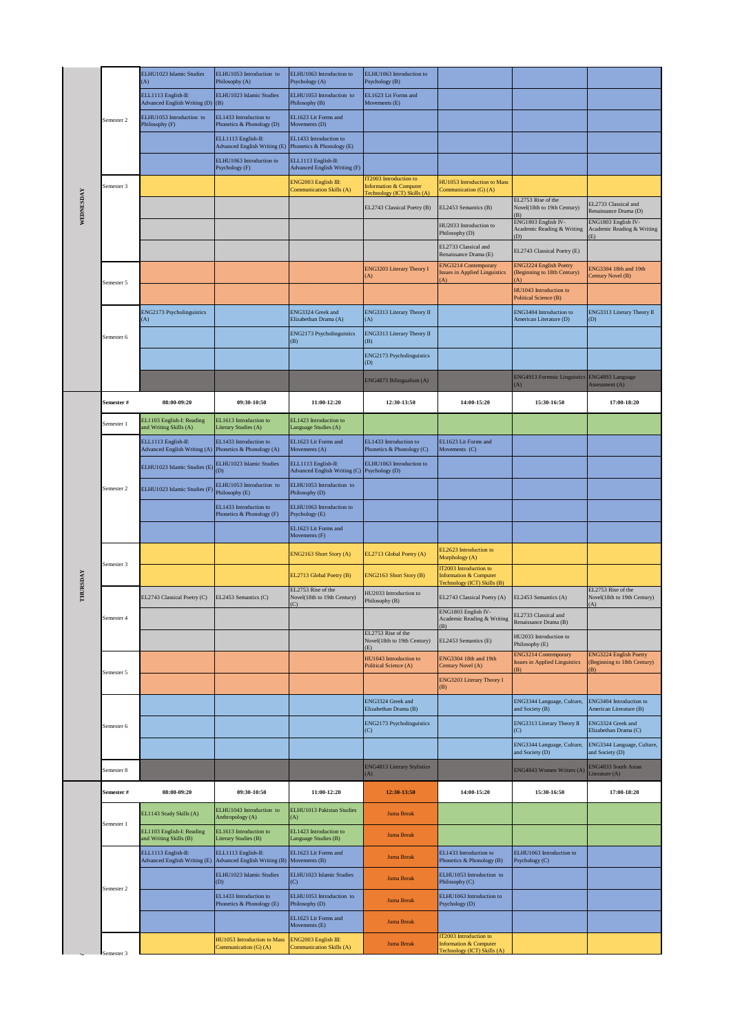| Day | Semester # | 08:00-09:20 | 09:30-10:50 | 11:00-12:20 | 12:30-13:50 | 14:00-15:20 | 15:30-16:50 | 17:00-18:20 |
|---|---|---|---|---|---|---|---|---|
| WEDNESDAY | Semester 2 | ELHU1023 Islamic Studies (A) | ELHU1053 Introduction to Philosophy (A) | ELHU1063 Introduction to Psychology (A) | ELHU1063 Introduction to Psychology (B) | | | |
| | | ELL1113 English-II: Advanced English Writing (D) | ELHU1023 Islamic Studies (B) | ELHU1053 Introduction to Philosophy (B) | EL1623 Lit Forms and Movements (E) | | | |
| | | ELHU1053 Introduction to Philosophy (F) | EL1433 Introduction to Phonetics & Phonology (D) | EL1623 Lit Forms and Movements (D) | | | | |
| | | | ELL1113 English-II: Advanced English Writing (E) | EL1433 Introduction to Phonetics & Phonology (E) | | | | |
| | | | ELHU1063 Introduction to Psychology (F) | ELL1113 English-II: Advanced English Writing (F) | | | | |
| | Semester 3 | | | ENG2003 English III: Communication Skills (A) | IT2003 Introduction to Information & Computer Technology (ICT) Skills (A) | HU1053 Introduction to Mass Communication (G) (A) | | |
| | | | | | EL2743 Classical Poetry (B) | EL2453 Semantics (B) | EL2753 Rise of the Novel(18th to 19th Century) (B) | EL2733 Classical and Renaissance Drama (D) |
| | | | | | | HU2033 Introduction to Philosophy (D) | ENG1803 English IV-Academic Reading & Writing (D) | ENG1803 English IV-Academic Reading & Writing (E) |
| | | | | | | EL2733 Classical and Renaissance Drama (E) | EL2743 Classical Poetry (E) | |
| | Semester 5 | | | | ENG3203 Literary Theory I (A) | ENG3214 Contemporary Issues in Applied Linguistics (A) | ENG3224 English Poetry (Beginning to 18th Century) (A) | ENG3304 18th and 19th Century Novel (B) |
| | | | | | | | HU1043 Introduction to Political Science (B) | |
| | Semester 6 | ENG2173 Psycholinguistics (A) | | ENG3324 Greek and Elizabethan Drama (A) | ENG3313 Literary Theory II (A) | | ENG3404 Introduction to American Literature (D) | ENG3313 Literary Theory II (D) |
| | | | | ENG2173 Psycholinguistics (B) | ENG3313 Literary Theory II (B) | | | |
| | | | | | ENG2173 Psycholinguistics (D) | | | |
| | | | | | ENG4873 Bilingualism (A) | | ENG4913 Forensic Linguistics (A) | ENG4893 Language Assessment (A) |
| THURSDAY | Semester 1 | EL1103 English-I: Reading and Writing Skills (A) | EL1613 Introduction to Literary Studies (A) | EL1423 Introduction to Language Studies (A) | | | | |
| | Semester 2 | ELL1113 English-II: Advanced English Writing (A) | EL1433 Introduction to Phonetics & Phonology (A) | EL1623 Lit Forms and Movements (A) | EL1433 Introduction to Phonetics & Phonology (C) | EL1623 Lit Forms and Movements (C) | | |
| | | ELHU1023 Islamic Studies (E) | ELHU1023 Islamic Studies (D) | ELL1113 English-II: Advanced English Writing (C) | ELHU1063 Introduction to Psychology (D) | | | |
| | | ELHU1023 Islamic Studies (F) | ELHU1053 Introduction to Philosophy (E) | ELHU1053 Introduction to Philosophy (D) | | | | |
| | | | EL1433 Introduction to Phonetics & Phonology (F) | ELHU1063 Introduction to Psychology (E) | | | | |
| | | | | EL1623 Lit Forms and Movements (F) | | | | |
| | Semester 3 | | | ENG2163 Short Story (A) | EL2713 Global Poetry (A) | EL2623 Introduction to Morphology (A) | | |
| | | | | EL2713 Global Poetry (B) | ENG2163 Short Story (B) | IT2003 Introduction to Information & Computer Technology (ICT) Skills (B) | | |
| | Semester 4 | EL2743 Classical Poetry (C) | EL2453 Semantics (C) | EL2753 Rise of the Novel(18th to 19th Century) (C) | HU2033 Introduction to Philosophy (B) | EL2743 Classical Poetry (A) | EL2453 Semantics (A) | EL2753 Rise of the Novel(18th to 19th Century) (A) |
| | | | | | | ENG1803 English IV-Academic Reading & Writing (B) | EL2733 Classical and Renaissance Drama (B) | |
| | | | | | EL2753 Rise of the Novel(18th to 19th Century) (E) | EL2453 Semantics (E) | HU2033 Introduction to Philosophy (E) | |
| | Semester 5 | | | | HU1043 Introduction to Political Science (A) | ENG3304 18th and 19th Century Novel (A) | ENG3214 Contemporary Issues in Applied Linguistics (B) | ENG3224 English Poetry (Beginning to 18th Century) (B) |
| | | | | | | ENG3203 Literary Theory I (B) | | |
| | Semester 6 | | | | ENG3324 Greek and Elizabethan Drama (B) | | ENG3344 Language, Culture, and Society (B) | ENG3404 Introduction to American Literature (B) |
| | | | | | ENG2173 Psycholinguistics (C) | | ENG3313 Literary Theory II (C) | ENG3324 Greek and Elizabethan Drama (C) |
| | | | | | | | ENG3344 Language, Culture, and Society (D) | ENG3344 Language, Culture, and Society (D) |
| | Semester 8 | | | | ENG4813 Literary Stylistics (A) | | ENG4843 Women Writers (A) | ENG4833 South Asian Literature (A) |

| Day | Semester # | 08:00-09:20 | 09:30-10:50 | 11:00-12:20 | 12:30-13:50 | 14:00-15:20 | 15:30-16:50 | 17:00-18:20 |
|---|---|---|---|---|---|---|---|---|
| | Semester 1 | EL1143 Study Skills (A) | ELHU1043 Introduction to Anthropology (A) | ELHU1013 Pakistan Studies (A) | Juma Break | | | |
| | | EL1103 English-I: Reading and Writing Skills (B) | EL1613 Introduction to Literary Studies (B) | EL1423 Introduction to Language Studies (B) | Juma Break | | | |
| | Semester 2 | ELL1113 English-II: Advanced English Writing (E) | ELL1113 English-II: Advanced English Writing (B) | EL1623 Lit Forms and Movements (B) | Juma Break | EL1433 Introduction to Phonetics & Phonology (B) | ELHU1063 Introduction to Psychology (C) | |
| | | | ELHU1023 Islamic Studies (D) | ELHU1023 Islamic Studies (C) | Juma Break | ELHU1053 Introduction to Philosophy (C) | | |
| | | | EL1433 Introduction to Phonetics & Phonology (E) | ELHU1053 Introduction to Philosophy (D) | Juma Break | ELHU1063 Introduction to Psychology (D) | | |
| | | | | EL1623 Lit Forms and Movements (E) | Juma Break | | | |
| | Semester 3 | | HU1053 Introduction to Mass Communication (G) (A) | ENG2003 English III: Communication Skills (A) | Juma Break | IT2003 Introduction to Information & Computer Technology (ICT) Skills (A) | | |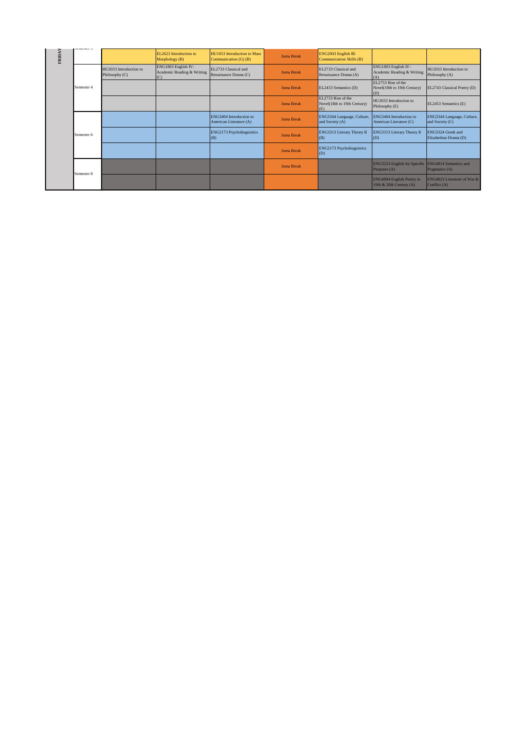| FRIDAY | Semester | | | | | | | |
|---|---|---|---|---|---|---|---|---|
| | Semester 3 | | EL2623 Introduction to Morphology (B) | HU1053 Introduction to Mass Communication (G) (B) | Juma Break | ENG2003 English III: Communication Skills (B) | | |
| | Semester 4 | HU2033 Introduction to Philosophy (C) | ENG1803 English IV- Academic Reading & Writing (C) | EL2733 Classical and Renaissance Drama (C) | Juma Break | EL2733 Classical and Renaissance Drama (A) | ENG1803 English IV- Academic Reading & Writing (A) | HU2033 Introduction to Philosophy (A) |
| | | | | | Juma Break | EL2453 Semantics (D) | EL2753 Rise of the Novel(18th to 19th Century) (D) | EL2743 Classical Poetry (D) |
| | | | | | Juma Break | EL2753 Rise of the Novel(18th to 19th Century) (E) | HU2033 Introduction to Philosophy (E) | EL2453 Semantics (E) |
| | Semester 6 | | | ENG3404 Introduction to American Literature (A) | Juma Break | ENG3344 Language, Culture, and Society (A) | ENG3404 Introduction to American Literature (C) | ENG3344 Language, Culture, and Society (C) |
| | | | | ENG2173 Psycholinguistics (B) | Juma Break | ENG3313 Literary Theory II (B) | ENG3313 Literary Theory II (D) | ENG3324 Greek and Elizabethan Drama (D) |
| | | | | | Juma Break | ENG2173 Psycholinguistics (D) | | |
| | Semester 8 | | | | Juma Break | | ENG3253 English for Specific Purposes (A) | ENG4814 Semantics and Pragmatics (A) |
| | | | | | | | ENG4804 English Poetry in 19th & 20th Century (A) | ENG4823 Literature of War & Conflict (A) |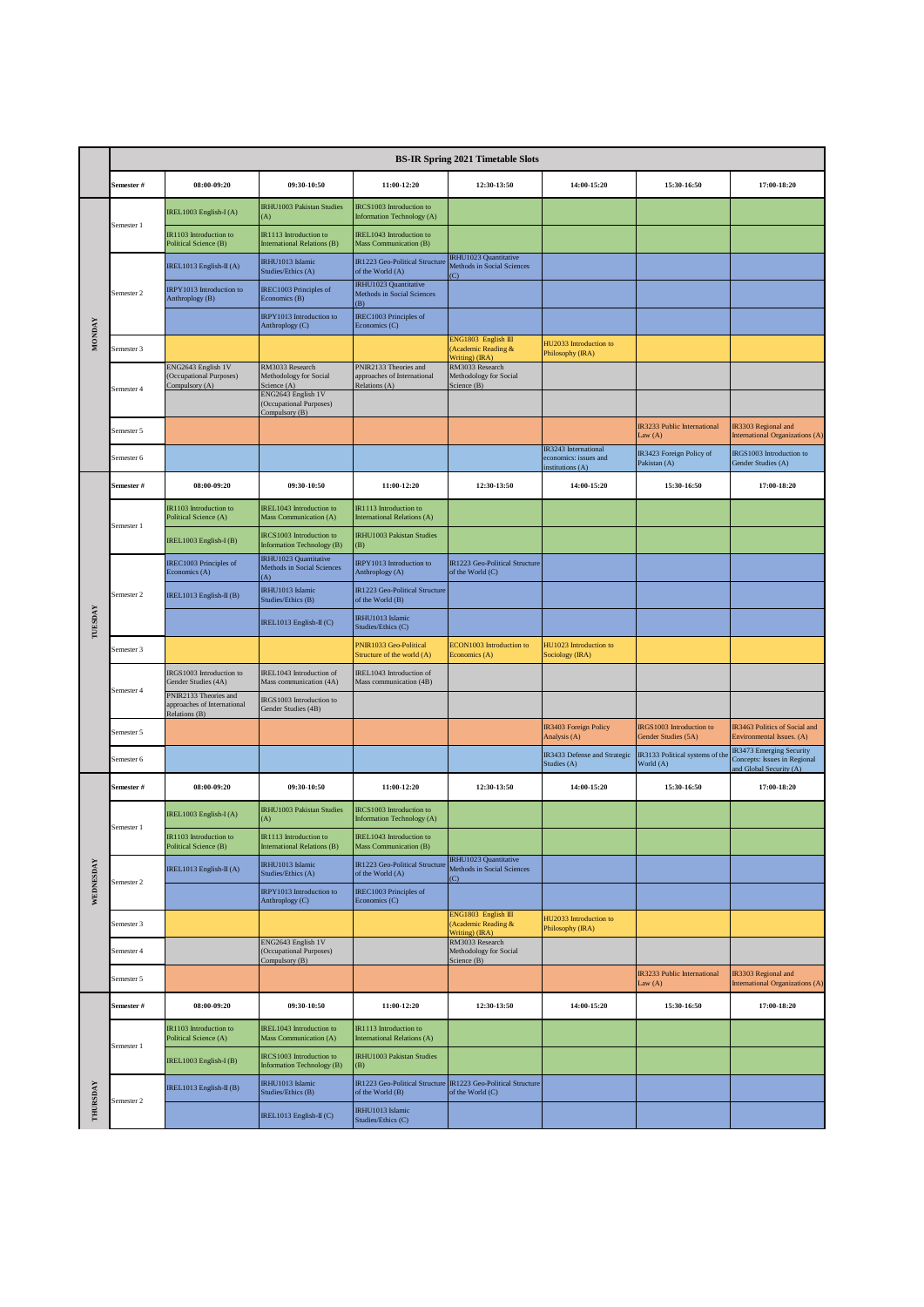| | **BS-IR Spring 2021 Timetable Slots** | | | | | | | |
|---|---|---|---|---|---|---|---|---|
| | **Semester #** | **08:00-09:20** | **09:30-10:50** | **11:00-12:20** | **12:30-13:50** | **14:00-15:20** | **15:30-16:50** | **17:00-18:20** |
| **MONDAY** | Semester 1 | IREL1003 English-I (A) | IRHU1003 Pakistan Studies (A) | IRCS1003 Introduction to Information Technology (A) | | | | |
| | | IR1103 Introduction to Political Science (B) | IR1113 Introduction to International Relations (B) | IREL1043 Introduction to Mass Communication (B) | | | | |
| | Semester 2 | IREL1013 English-II (A) | IRHU1013 Islamic Studies/Ethics (A) | IR1223 Geo-Political Structure of the World (A) | IRHU1023 Quantitative Methods in Social Sciences (C) | | | |
| | | IRPY1013 Introduction to Anthropology (B) | IREC1003 Principles of Economics (B) | IRHU1023 Quantitative Methods in Social Sciences (B) | | | | |
| | | | IRPY1013 Introduction to Anthropology (C) | IREC1003 Principles of Economics (C) | | | | |
| | Semester 3 | | | | ENG1803 English III (Academic Reading & Writing) (IRA) | HU2033 Introduction to Philosophy (IRA) | | |
| | Semester 4 | ENG2643 English 1V (Occupational Purposes) Compulsory (A) | RM3033 Research Methodology for Social Science (A) | PNIR2133 Theories and approaches of International Relations (A) | RM3033 Research Methodology for Social Science (B) | | | |
| | | | ENG2643 English 1V (Occupational Purposes) Compulsory (B) | | | | | |
| | Semester 5 | | | | | | IR3233 Public International Law (A) | IR3303 Regional and International Organizations (A) |
| | Semester 6 | | | | | IR3243 International economics: issues and institutions (A) | IR3423 Foreign Policy of Pakistan (A) | IRGS1003 Introduction to Gender Studies (A) |
| **TUESDAY** | **Semester #** | **08:00-09:20** | **09:30-10:50** | **11:00-12:20** | **12:30-13:50** | **14:00-15:20** | **15:30-16:50** | **17:00-18:20** |
| | Semester 1 | IR1103 Introduction to Political Science (A) | IREL1043 Introduction to Mass Communication (A) | IR1113 Introduction to International Relations (A) | | | | |
| | | IREL1003 English-I (B) | IRCS1003 Introduction to Information Technology (B) | IRHU1003 Pakistan Studies (B) | | | | |
| | Semester 2 | IREC1003 Principles of Economics (A) | IRHU1023 Quantitative Methods in Social Sciences (A) | IRPY1013 Introduction to Anthropology (A) | IR1223 Geo-Political Structure of the World (C) | | | |
| | | IREL1013 English-II (B) | IRHU1013 Islamic Studies/Ethics (B) | IR1223 Geo-Political Structure of the World (B) | | | | |
| | | | IREL1013 English-II (C) | IRHU1013 Islamic Studies/Ethics (C) | | | | |
| | Semester 3 | | | PNIR1033 Geo-Political Structure of the world (A) | ECON1003 Introduction to Economics (A) | HU1023 Introduction to Sociology (IRA) | | |
| | Semester 4 | IRGS1003 Introduction to Gender Studies (4A) | IREL1043 Introduction of Mass communication (4A) | IREL1043 Introduction of Mass communication (4B) | | | | |
| | | PNIR2133 Theories and approaches of International Relations (B) | IRGS1003 Introduction to Gender Studies (4B) | | | | | |
| | Semester 5 | | | | | IR3403 Foreign Policy Analysis (A) | IRGS1003 Introduction to Gender Studies (5A) | IR3463 Politics of Social and Environmental Issues. (A) |
| | Semester 6 | | | | | IR3433 Defense and Strategic Studies (A) | IR3133 Political systems of the World (A) | IR3473 Emerging Security Concepts: Issues in Regional and Global Security (A) |
| **WEDNESDAY** | **Semester #** | **08:00-09:20** | **09:30-10:50** | **11:00-12:20** | **12:30-13:50** | **14:00-15:20** | **15:30-16:50** | **17:00-18:20** |
| | Semester 1 | IREL1003 English-I (A) | IRHU1003 Pakistan Studies (A) | IRCS1003 Introduction to Information Technology (A) | | | | |
| | | IR1103 Introduction to Political Science (B) | IR1113 Introduction to International Relations (B) | IREL1043 Introduction to Mass Communication (B) | | | | |
| | Semester 2 | IREL1013 English-II (A) | IRHU1013 Islamic Studies/Ethics (A) | IR1223 Geo-Political Structure of the World (A) | IRHU1023 Quantitative Methods in Social Sciences (C) | | | |
| | | | IRPY1013 Introduction to Anthropology (C) | IREC1003 Principles of Economics (C) | | | | |
| | Semester 3 | | | | ENG1803 English III (Academic Reading & Writing) (IRA) | HU2033 Introduction to Philosophy (IRA) | | |
| | Semester 4 | | ENG2643 English 1V (Occupational Purposes) Compulsory (B) | | RM3033 Research Methodology for Social Science (B) | | | |
| | Semester 5 | | | | | | IR3233 Public International Law (A) | IR3303 Regional and International Organizations (A) |
| **THURSDAY** | **Semester #** | **08:00-09:20** | **09:30-10:50** | **11:00-12:20** | **12:30-13:50** | **14:00-15:20** | **15:30-16:50** | **17:00-18:20** |
| | Semester 1 | IR1103 Introduction to Political Science (A) | IREL1043 Introduction to Mass Communication (A) | IR1113 Introduction to International Relations (A) | | | | |
| | | IREL1003 English-I (B) | IRCS1003 Introduction to Information Technology (B) | IRHU1003 Pakistan Studies (B) | | | | |
| | Semester 2 | IREL1013 English-II (B) | IRHU1013 Islamic Studies/Ethics (B) | IR1223 Geo-Political Structure of the World (B) | IR1223 Geo-Political Structure of the World (C) | | | |
| | | | IREL1013 English-II (C) | IRHU1013 Islamic Studies/Ethics (C) | | | | |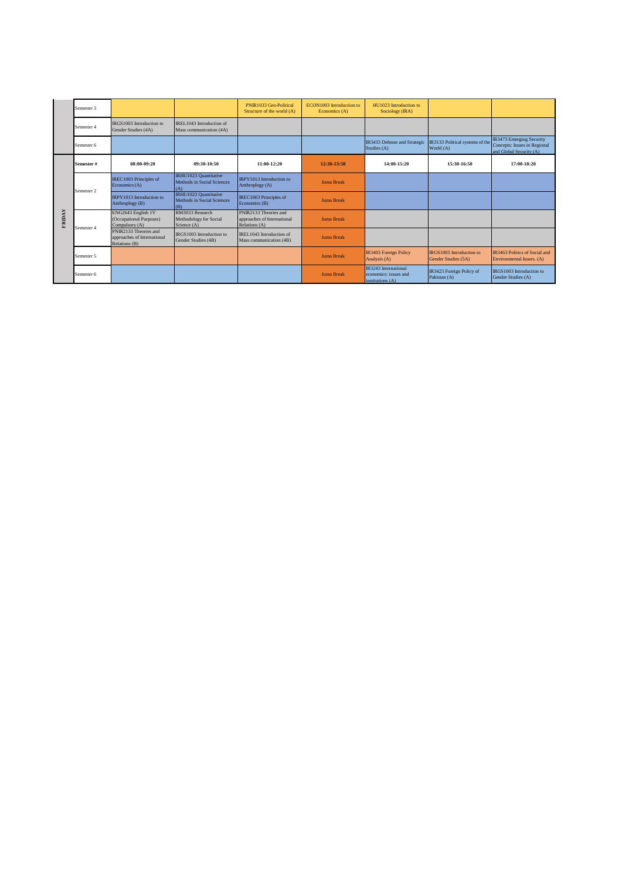| | Semester # | 08:00-09:20 | 09:30-10:50 | 11:00-12:20 | 12:30-13:50 | 14:00-15:20 | 15:30-16:50 | 17:00-18:20 |
|---|---|---|---|---|---|---|---|---|
| | Semester 3 | | | PNIR1033 Geo-Political Structure of the world (A) | ECON1003 Introduction to Economics (A) | HU1023 Introduction to Sociology (IRA) | | |
| | Semester 4 | IRGS1003 Introduction to Gender Studies (4A) | IREL1043 Introduction of Mass communication (4A) | | | | | |
| | Semester 6 | | | | | IR3433 Defense and Strategic Studies (A) | IR3133 Political systems of the World (A) | IR3473 Emerging Security Concepts: Issues in Regional and Global Security (A) |
| FRIDAY | Semester # | 08:00-09:20 | 09:30-10:50 | 11:00-12:20 | 12:30-13:50 | 14:00-15:20 | 15:30-16:50 | 17:00-18:20 |
| | Semester 2 | IREC1003 Principles of Economics (A) | IRHU1023 Quantitative Methods in Social Sciences (A) | IRPY1013 Introduction to Anthroplogy (A) | Juma Break | | | |
| | | IRPY1013 Introduction to Anthroplogy (B) | IRHU1023 Quantitative Methods in Social Sciences (B) | IREC1003 Principles of Economics (B) | Juma Break | | | |
| | Semester 4 | ENG2643 English 1V (Occupational Purposes) Compulsory (A) | RM3033 Research Methodology for Social Science (A) | PNIR2133 Theories and approaches of International Relations (A) | Juma Break | | | |
| | | PNIR2133 Theories and approaches of International Relations (B) | IRGS1003 Introduction to Gender Studies (4B) | IREL1043 Introduction of Mass communication (4B) | Juma Break | | | |
| | Semester 5 | | | | Juma Break | IR3403 Foreign Policy Analysis (A) | IRGS1003 Introduction to Gender Studies (5A) | IR3463 Politics of Social and Environmental Issues. (A) |
| | Semester 6 | | | | Juma Break | IR3243 International economics: issues and institutions (A) | IR3423 Foreign Policy of Pakistan (A) | IRGS1003 Introduction to Gender Studies (A) |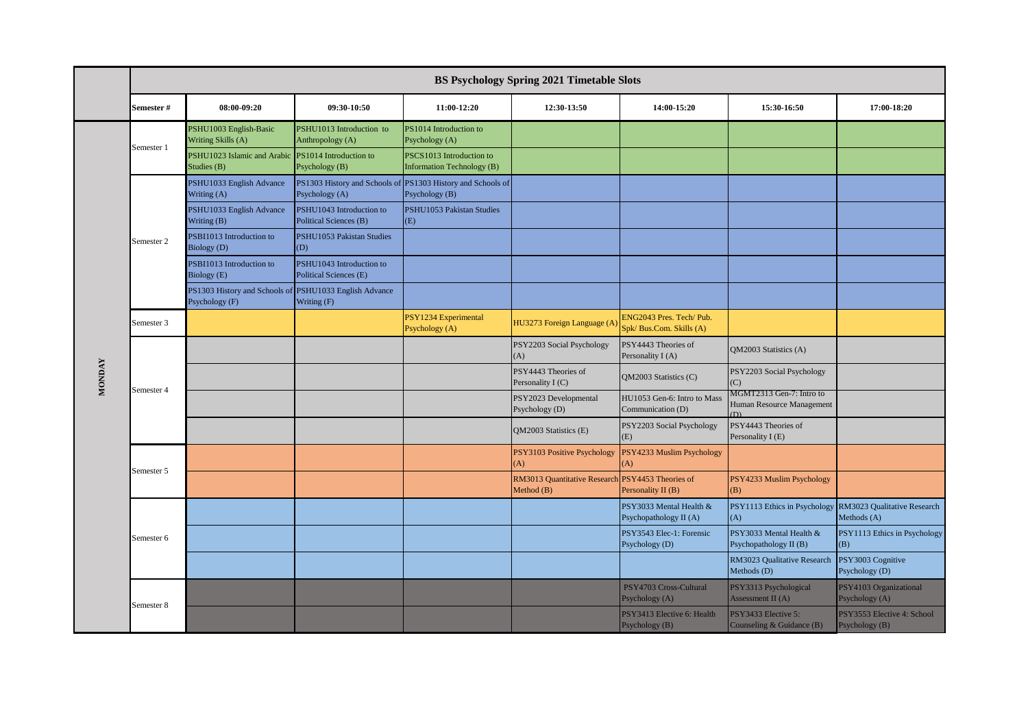| | BS Psychology Spring 2021 Timetable Slots | | | | | | | |
|---|---|---|---|---|---|---|---|---|
| | Semester # | 08:00-09:20 | 09:30-10:50 | 11:00-12:20 | 12:30-13:50 | 14:00-15:20 | 15:30-16:50 | 17:00-18:20 |
| MONDAY | Semester 1 | PSHU1003 English-Basic Writing Skills (A) | PSHU1013 Introduction to Anthropology (A) | PS1014 Introduction to Psychology (A) | | | | |
| | | PSHU1023 Islamic and Arabic Studies (B) | PS1014 Introduction to Psychology (B) | PSCS1013 Introduction to Information Technology (B) | | | | |
| | Semester 2 | PSHU1033 English Advance Writing (A) | PS1303 History and Schools of Psychology (A) | PS1303 History and Schools of Psychology (B) | | | | |
| | | PSHU1033 English Advance Writing (B) | PSHU1043 Introduction to Political Sciences (B) | PSHU1053 Pakistan Studies (E) | | | | |
| | | PSBI1013 Introduction to Biology (D) | PSHU1053 Pakistan Studies (D) | | | | | |
| | | PSBI1013 Introduction to Biology (E) | PSHU1043 Introduction to Political Sciences (E) | | | | | |
| | | PS1303 History and Schools of Psychology (F) | PSHU1033 English Advance Writing (F) | | | | | |
| | Semester 3 | | | PSY1234 Experimental Psychology (A) | HU3273 Foreign Language (A) | ENG2043 Pres. Tech/ Pub. Spk/ Bus.Com. Skills (A) | | |
| | Semester 4 | | | | PSY2203 Social Psychology (A) | PSY4443 Theories of Personality I (A) | QM2003 Statistics (A) | |
| | | | | | PSY4443 Theories of Personality I (C) | QM2003 Statistics (C) | PSY2203 Social Psychology (C) | |
| | | | | | PSY2023 Developmental Psychology (D) | HU1053 Gen-6: Intro to Mass Communication (D) | MGMT2313 Gen-7: Intro to Human Resource Management (D) | |
| | | | | | QM2003 Statistics (E) | PSY2203 Social Psychology (E) | PSY4443 Theories of Personality I (E) | |
| | Semester 5 | | | | PSY3103 Positive Psychology (A) | PSY4233 Muslim Psychology (A) | | |
| | | | | | RM3013 Quantitative Research Method (B) | PSY4453 Theories of Personality II (B) | PSY4233 Muslim Psychology (B) | |
| | Semester 6 | | | | | PSY3033 Mental Health & Psychopathology II (A) | PSY1113 Ethics in Psychology (A) | RM3023 Qualitative Research Methods (A) |
| | | | | | | PSY3543 Elec-1: Forensic Psychology (D) | PSY3033 Mental Health & Psychopathology II (B) | PSY1113 Ethics in Psychology (B) |
| | | | | | | | RM3023 Qualitative Research Methods (D) | PSY3003 Cognitive Psychology (D) |
| | Semester 8 | | | | | PSY4703 Cross-Cultural Psychology (A) | PSY3313 Psychological Assessment II (A) | PSY4103 Organizational Psychology (A) |
| | | | | | | PSY3413 Elective 6: Health Psychology (B) | PSY3433 Elective 5: Counseling & Guidance (B) | PSY3553 Elective 4: School Psychology (B) |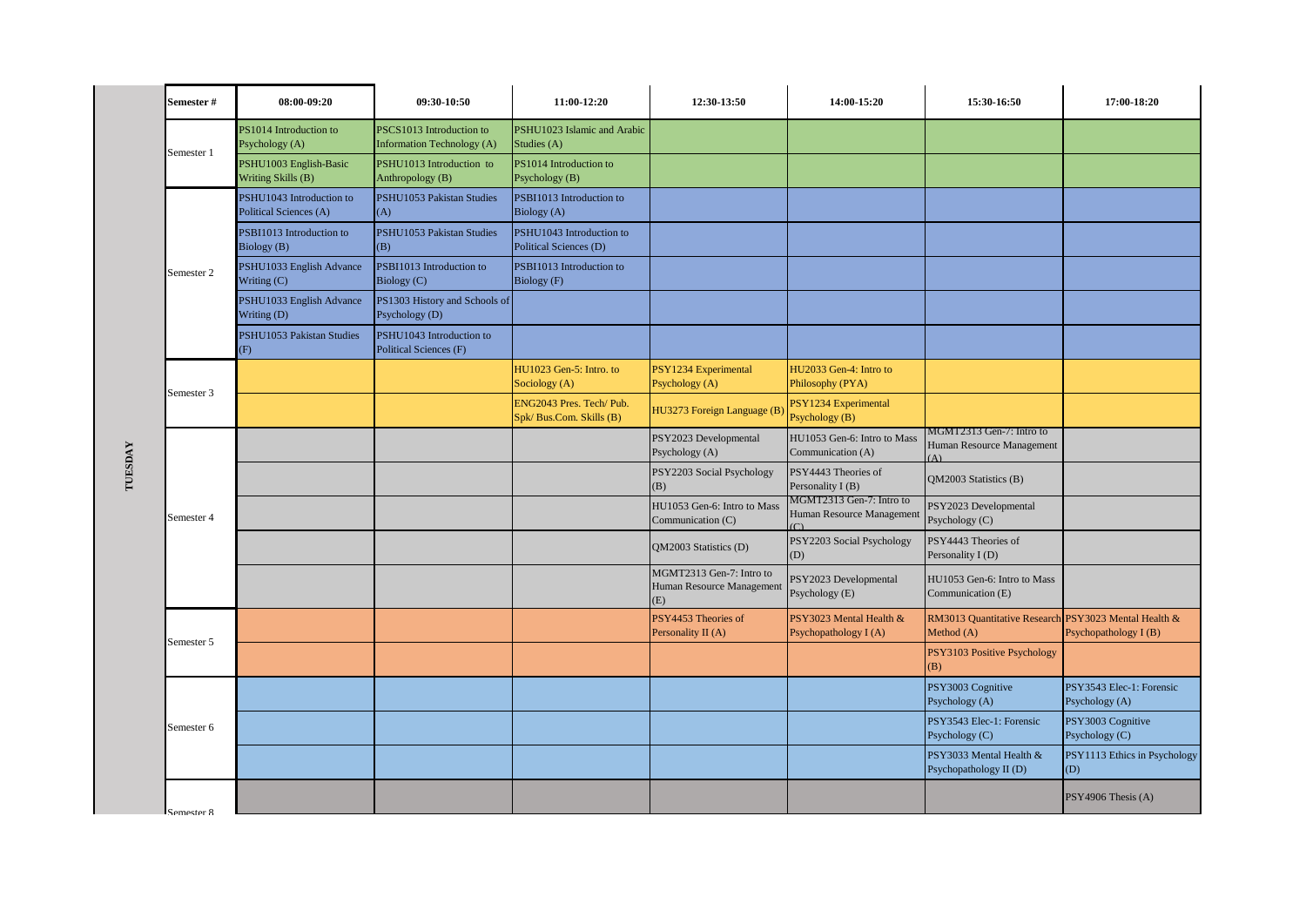**TUESDAY**

| Semester # | 08:00-09:20 | 09:30-10:50 | 11:00-12:20 | 12:30-13:50 | 14:00-15:20 | 15:30-16:50 | 17:00-18:20 |
|---|---|---|---|---|---|---|---|
| Semester 1 | PS1014 Introduction to Psychology (A) | PSCS1013 Introduction to Information Technology (A) | PSHU1023 Islamic and Arabic Studies (A) | | | | |
| | PSHU1003 English-Basic Writing Skills (B) | PSHU1013 Introduction to Anthropology (B) | PS1014 Introduction to Psychology (B) | | | | |
| Semester 2 | PSHU1043 Introduction to Political Sciences (A) | PSHU1053 Pakistan Studies (A) | PSBI1013 Introduction to Biology (A) | | | | |
| | PSBI1013 Introduction to Biology (B) | PSHU1053 Pakistan Studies (B) | PSHU1043 Introduction to Political Sciences (D) | | | | |
| | PSHU1033 English Advance Writing (C) | PSBI1013 Introduction to Biology (C) | PSBI1013 Introduction to Biology (F) | | | | |
| | PSHU1033 English Advance Writing (D) | PS1303 History and Schools of Psychology (D) | | | | | |
| | PSHU1053 Pakistan Studies (F) | PSHU1043 Introduction to Political Sciences (F) | | | | | |
| Semester 3 | | | HU1023 Gen-5: Intro. to Sociology (A) | PSY1234 Experimental Psychology (A) | HU2033 Gen-4: Intro to Philosophy (PYA) | | |
| | | | ENG2043 Pres. Tech/ Pub. Spk/ Bus.Com. Skills (B) | HU3273 Foreign Language (B) | PSY1234 Experimental Psychology (B) | | |
| Semester 4 | | | | PSY2023 Developmental Psychology (A) | HU1053 Gen-6: Intro to Mass Communication (A) | MGMT2313 Gen-7: Intro to Human Resource Management (A) | |
| | | | | PSY2203 Social Psychology (B) | PSY4443 Theories of Personality I (B) | QM2003 Statistics (B) | |
| | | | | HU1053 Gen-6: Intro to Mass Communication (C) | MGMT2313 Gen-7: Intro to Human Resource Management (C) | PSY2023 Developmental Psychology (C) | |
| | | | | QM2003 Statistics (D) | PSY2203 Social Psychology (D) | PSY4443 Theories of Personality I (D) | |
| | | | | MGMT2313 Gen-7: Intro to Human Resource Management (E) | PSY2023 Developmental Psychology (E) | HU1053 Gen-6: Intro to Mass Communication (E) | |
| Semester 5 | | | | PSY4453 Theories of Personality II (A) | PSY3023 Mental Health & Psychopathology I (A) | RM3013 Quantitative Research Method (A) | PSY3023 Mental Health & Psychopathology I (B) |
| | | | | | | PSY3103 Positive Psychology (B) | |
| Semester 6 | | | | | | PSY3003 Cognitive Psychology (A) | PSY3543 Elec-1: Forensic Psychology (A) |
| | | | | | | PSY3543 Elec-1: Forensic Psychology (C) | PSY3003 Cognitive Psychology (C) |
| | | | | | | PSY3033 Mental Health & Psychopathology II (D) | PSY1113 Ethics in Psychology (D) |
| Semester 8 | | | | | | | PSY4906 Thesis (A) |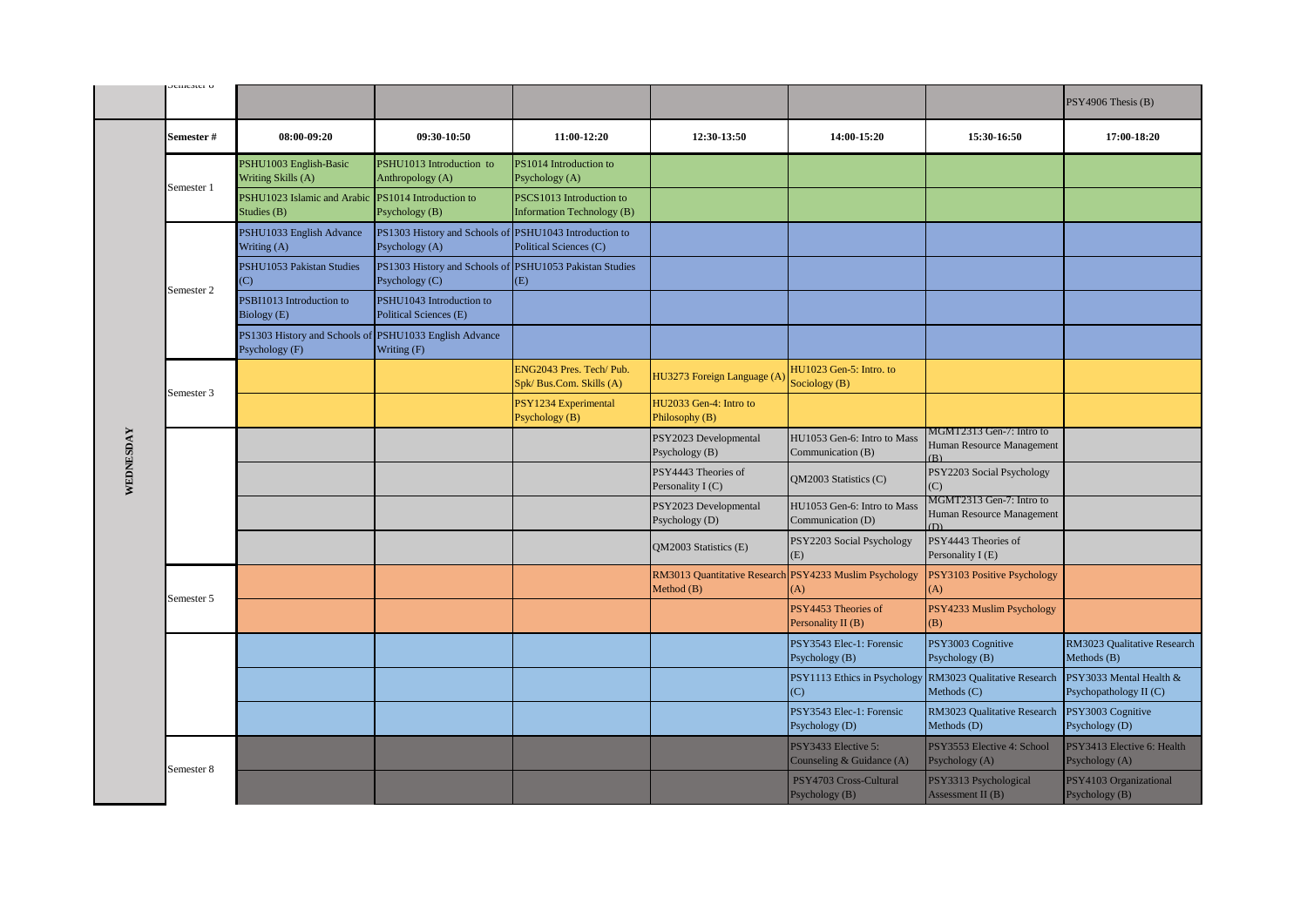| | Semester 8 | | | | | | | PSY4906 Thesis (B) |
|---|---|---|---|---|---|---|---|---|
| | **Semester #** | **08:00-09:20** | **09:30-10:50** | **11:00-12:20** | **12:30-13:50** | **14:00-15:20** | **15:30-16:50** | **17:00-18:20** |
| WEDNESDAY | Semester 1 | PSHU1003 English-Basic Writing Skills (A) | PSHU1013 Introduction to Anthropology (A) | PS1014 Introduction to Psychology (A) | | | | |
| | | PSHU1023 Islamic and Arabic Studies (B) | PS1014 Introduction to Psychology (B) | PSCS1013 Introduction to Information Technology (B) | | | | |
| | Semester 2 | PSHU1033 English Advance Writing (A) | PS1303 History and Schools of Psychology (A) | PSHU1043 Introduction to Political Sciences (C) | | | | |
| | | PSHU1053 Pakistan Studies (C) | PS1303 History and Schools of Psychology (C) | PSHU1053 Pakistan Studies (E) | | | | |
| | | PSBI1013 Introduction to Biology (E) | PSHU1043 Introduction to Political Sciences (E) | | | | | |
| | | PS1303 History and Schools of Psychology (F) | PSHU1033 English Advance Writing (F) | | | | | |
| | Semester 3 | | | ENG2043 Pres. Tech/ Pub. Spk/ Bus.Com. Skills (A) | HU3273 Foreign Language (A) | HU1023 Gen-5: Intro. to Sociology (B) | | |
| | | | | PSY1234 Experimental Psychology (B) | HU2033 Gen-4: Intro to Philosophy (B) | | | |
| | | | | | PSY2023 Developmental Psychology (B) | HU1053 Gen-6: Intro to Mass Communication (B) | MGMT2313 Gen-7: Intro to Human Resource Management (B) | |
| | | | | | PSY4443 Theories of Personality I (C) | QM2003 Statistics (C) | PSY2203 Social Psychology (C) | |
| | | | | | PSY2023 Developmental Psychology (D) | HU1053 Gen-6: Intro to Mass Communication (D) | MGMT2313 Gen-7: Intro to Human Resource Management (D) | |
| | | | | | QM2003 Statistics (E) | PSY2203 Social Psychology (E) | PSY4443 Theories of Personality I (E) | |
| | Semester 5 | | | | RM3013 Quantitative Research Method (B) | PSY4233 Muslim Psychology (A) | PSY3103 Positive Psychology (A) | |
| | | | | | | PSY4453 Theories of Personality II (B) | PSY4233 Muslim Psychology (B) | |
| | | | | | | PSY3543 Elec-1: Forensic Psychology (B) | PSY3003 Cognitive Psychology (B) | RM3023 Qualitative Research Methods (B) |
| | | | | | | PSY1113 Ethics in Psychology (C) | RM3023 Qualitative Research Methods (C) | PSY3033 Mental Health & Psychopathology II (C) |
| | | | | | | PSY3543 Elec-1: Forensic Psychology (D) | RM3023 Qualitative Research Methods (D) | PSY3003 Cognitive Psychology (D) |
| | Semester 8 | | | | | PSY3433 Elective 5: Counseling & Guidance (A) | PSY3553 Elective 4: School Psychology (A) | PSY3413 Elective 6: Health Psychology (A) |
| | | | | | | PSY4703 Cross-Cultural Psychology (B) | PSY3313 Psychological Assessment II (B) | PSY4103 Organizational Psychology (B) |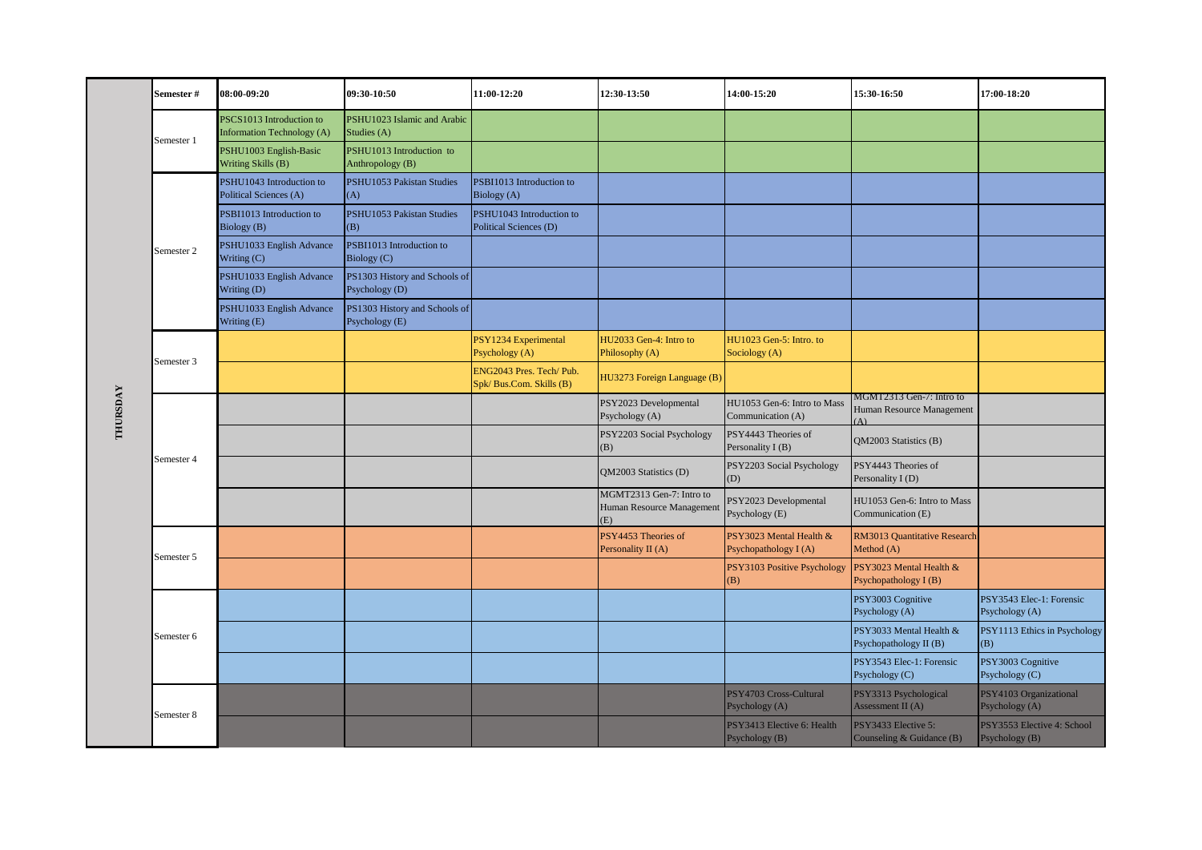**THURSDAY**

| Semester # | 08:00-09:20 | 09:30-10:50 | 11:00-12:20 | 12:30-13:50 | 14:00-15:20 | 15:30-16:50 | 17:00-18:20 |
|---|---|---|---|---|---|---|---|
| Semester 1 | PSCS1013 Introduction to Information Technology (A) | PSHU1023 Islamic and Arabic Studies (A) | | | | | |
| | PSHU1003 English-Basic Writing Skills (B) | PSHU1013 Introduction to Anthropology (B) | | | | | |
| Semester 2 | PSHU1043 Introduction to Political Sciences (A) | PSHU1053 Pakistan Studies (A) | PSBI1013 Introduction to Biology (A) | | | | |
| | PSBI1013 Introduction to Biology (B) | PSHU1053 Pakistan Studies (B) | PSHU1043 Introduction to Political Sciences (D) | | | | |
| | PSHU1033 English Advance Writing (C) | PSBI1013 Introduction to Biology (C) | | | | | |
| | PSHU1033 English Advance Writing (D) | PS1303 History and Schools of Psychology (D) | | | | | |
| | PSHU1033 English Advance Writing (E) | PS1303 History and Schools of Psychology (E) | | | | | |
| Semester 3 | | | PSY1234 Experimental Psychology (A) | HU2033 Gen-4: Intro to Philosophy (A) | HU1023 Gen-5: Intro. to Sociology (A) | | |
| | | | ENG2043 Pres. Tech/ Pub. Spk/ Bus.Com. Skills (B) | HU3273 Foreign Language (B) | | | |
| Semester 4 | | | | PSY2023 Developmental Psychology (A) | HU1053 Gen-6: Intro to Mass Communication (A) | MGMT2313 Gen-7: Intro to Human Resource Management (A) | |
| | | | | PSY2203 Social Psychology (B) | PSY4443 Theories of Personality I (B) | QM2003 Statistics (B) | |
| | | | | QM2003 Statistics (D) | PSY2203 Social Psychology (D) | PSY4443 Theories of Personality I (D) | |
| | | | | MGMT2313 Gen-7: Intro to Human Resource Management (E) | PSY2023 Developmental Psychology (E) | HU1053 Gen-6: Intro to Mass Communication (E) | |
| Semester 5 | | | | PSY4453 Theories of Personality II (A) | PSY3023 Mental Health & Psychopathology I (A) | RM3013 Quantitative Research Method (A) | |
| | | | | | PSY3103 Positive Psychology (B) | PSY3023 Mental Health & Psychopathology I (B) | |
| Semester 6 | | | | | | PSY3003 Cognitive Psychology (A) | PSY3543 Elec-1: Forensic Psychology (A) |
| | | | | | | PSY3033 Mental Health & Psychopathology II (B) | PSY1113 Ethics in Psychology (B) |
| | | | | | | PSY3543 Elec-1: Forensic Psychology (C) | PSY3003 Cognitive Psychology (C) |
| Semester 8 | | | | | PSY4703 Cross-Cultural Psychology (A) | PSY3313 Psychological Assessment II (A) | PSY4103 Organizational Psychology (A) |
| | | | | | PSY3413 Elective 6: Health Psychology (B) | PSY3433 Elective 5: Counseling & Guidance (B) | PSY3553 Elective 4: School Psychology (B) |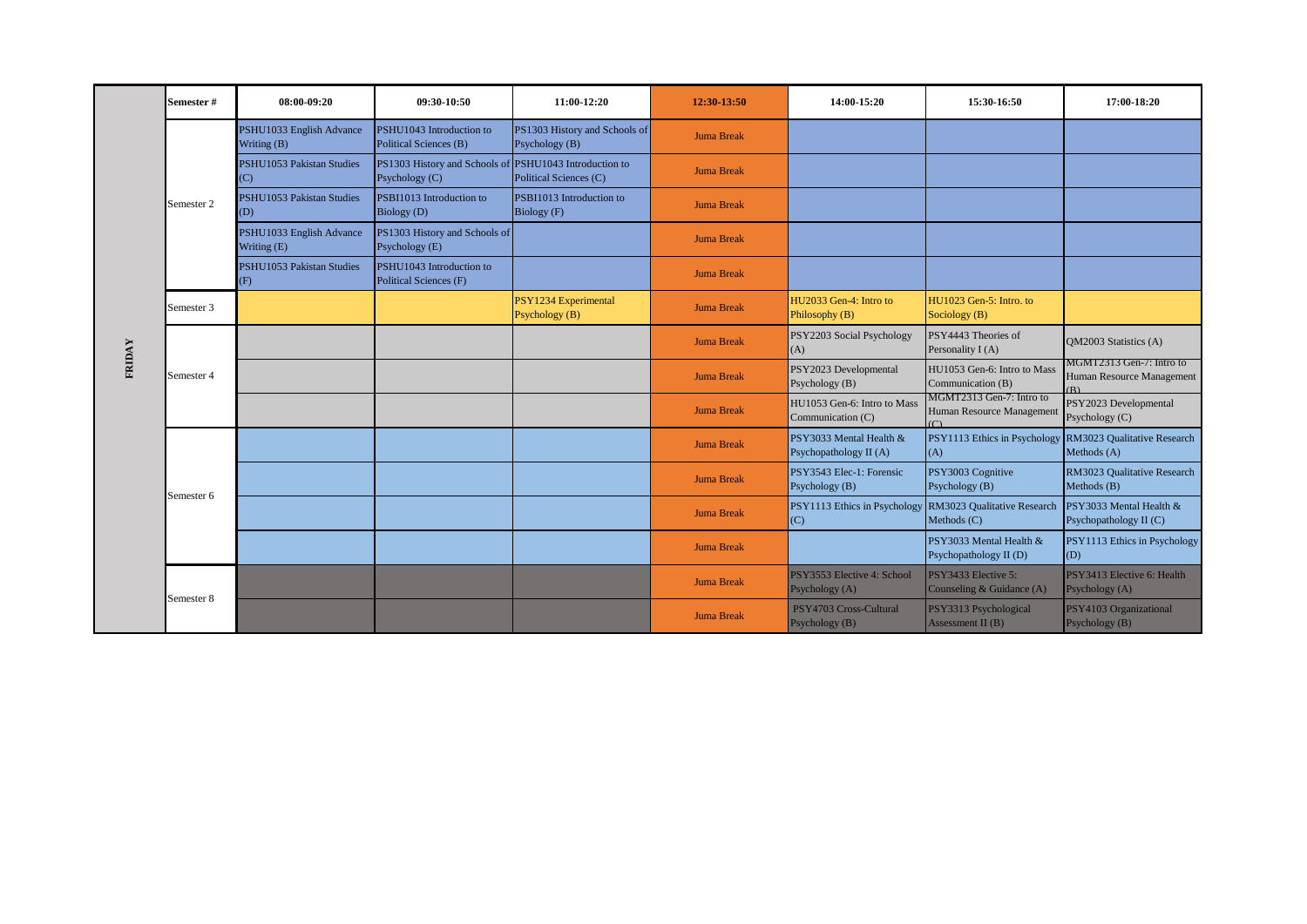| FRIDAY | Semester # | 08:00-09:20 | 09:30-10:50 | 11:00-12:20 | 12:30-13:50 | 14:00-15:20 | 15:30-16:50 | 17:00-18:20 |
|---|---|---|---|---|---|---|---|---|
| | Semester 2 | PSHU1033 English Advance Writing (B) | PSHU1043 Introduction to Political Sciences (B) | PS1303 History and Schools of Psychology (B) | Juma Break | | | |
| | | PSHU1053 Pakistan Studies (C) | PS1303 History and Schools of Psychology (C) | PSHU1043 Introduction to Political Sciences (C) | Juma Break | | | |
| | | PSHU1053 Pakistan Studies (D) | PSBI1013 Introduction to Biology (D) | PSBI1013 Introduction to Biology (F) | Juma Break | | | |
| | | PSHU1033 English Advance Writing (E) | PS1303 History and Schools of Psychology (E) | | Juma Break | | | |
| | | PSHU1053 Pakistan Studies (F) | PSHU1043 Introduction to Political Sciences (F) | | Juma Break | | | |
| | Semester 3 | | | PSY1234 Experimental Psychology (B) | Juma Break | HU2033 Gen-4: Intro to Philosophy (B) | HU1023 Gen-5: Intro. to Sociology (B) | |
| | Semester 4 | | | | Juma Break | PSY2203 Social Psychology (A) | PSY4443 Theories of Personality I (A) | QM2003 Statistics (A) |
| | | | | | Juma Break | PSY2023 Developmental Psychology (B) | HU1053 Gen-6: Intro to Mass Communication (B) | MGMT2313 Gen-7: Intro to Human Resource Management (B) |
| | | | | | Juma Break | HU1053 Gen-6: Intro to Mass Communication (C) | MGMT2313 Gen-7: Intro to Human Resource Management (C) | PSY2023 Developmental Psychology (C) |
| | Semester 6 | | | | Juma Break | PSY3033 Mental Health & Psychopathology II (A) | PSY1113 Ethics in Psychology (A) | RM3023 Qualitative Research Methods (A) |
| | | | | | Juma Break | PSY3543 Elec-1: Forensic Psychology (B) | PSY3003 Cognitive Psychology (B) | RM3023 Qualitative Research Methods (B) |
| | | | | | Juma Break | PSY1113 Ethics in Psychology (C) | RM3023 Qualitative Research Methods (C) | PSY3033 Mental Health & Psychopathology II (C) |
| | | | | | Juma Break | | PSY3033 Mental Health & Psychopathology II (D) | PSY1113 Ethics in Psychology (D) |
| | Semester 8 | | | | Juma Break | PSY3553 Elective 4: School Psychology (A) | PSY3433 Elective 5: Counseling & Guidance (A) | PSY3413 Elective 6: Health Psychology (A) |
| | | | | | Juma Break | PSY4703 Cross-Cultural Psychology (B) | PSY3313 Psychological Assessment II (B) | PSY4103 Organizational Psychology (B) |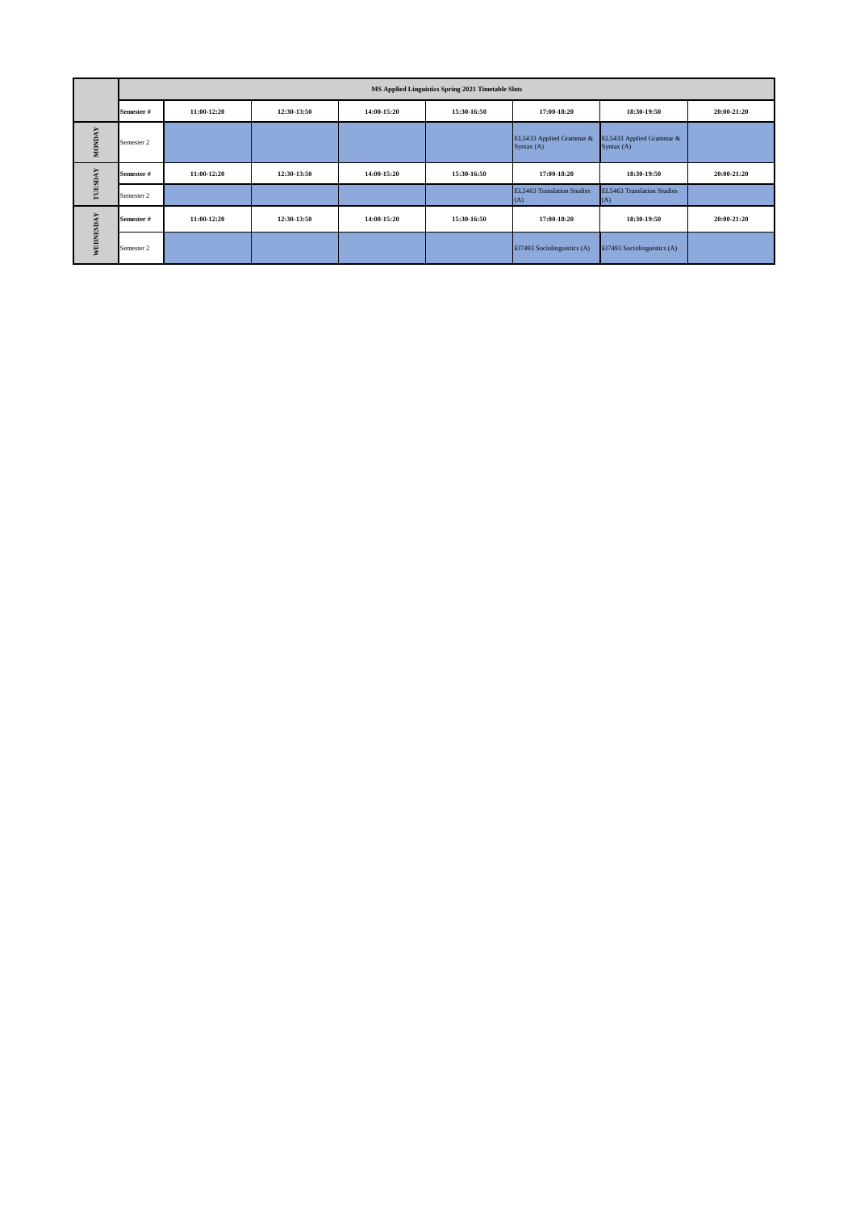| | MS Applied Linguistics Spring 2021 Timetable Slots | | | | | | | |
|---|---|---|---|---|---|---|---|---|
| | **Semester #** | **11:00-12:20** | **12:30-13:50** | **14:00-15:20** | **15:30-16:50** | **17:00-18:20** | **18:30-19:50** | **20:00-21:20** |
| **MONDAY** | Semester 2 | | | | | EL5433 Applied Grammar & Syntax (A) | EL5433 Applied Grammar & Syntax (A) | |
| **TUESDAY** | **Semester #** | **11:00-12:20** | **12:30-13:50** | **14:00-15:20** | **15:30-16:50** | **17:00-18:20** | **18:30-19:50** | **20:00-21:20** |
| | Semester 2 | | | | | EL5463 Translation Studies (A) | EL5463 Translation Studies (A) | |
| **WEDNESDAY** | **Semester #** | **11:00-12:20** | **12:30-13:50** | **14:00-15:20** | **15:30-16:50** | **17:00-18:20** | **18:30-19:50** | **20:00-21:20** |
| | Semester 2 | | | | | El7493 Sociolinguistics (A) | El7493 Sociolinguistics (A) | |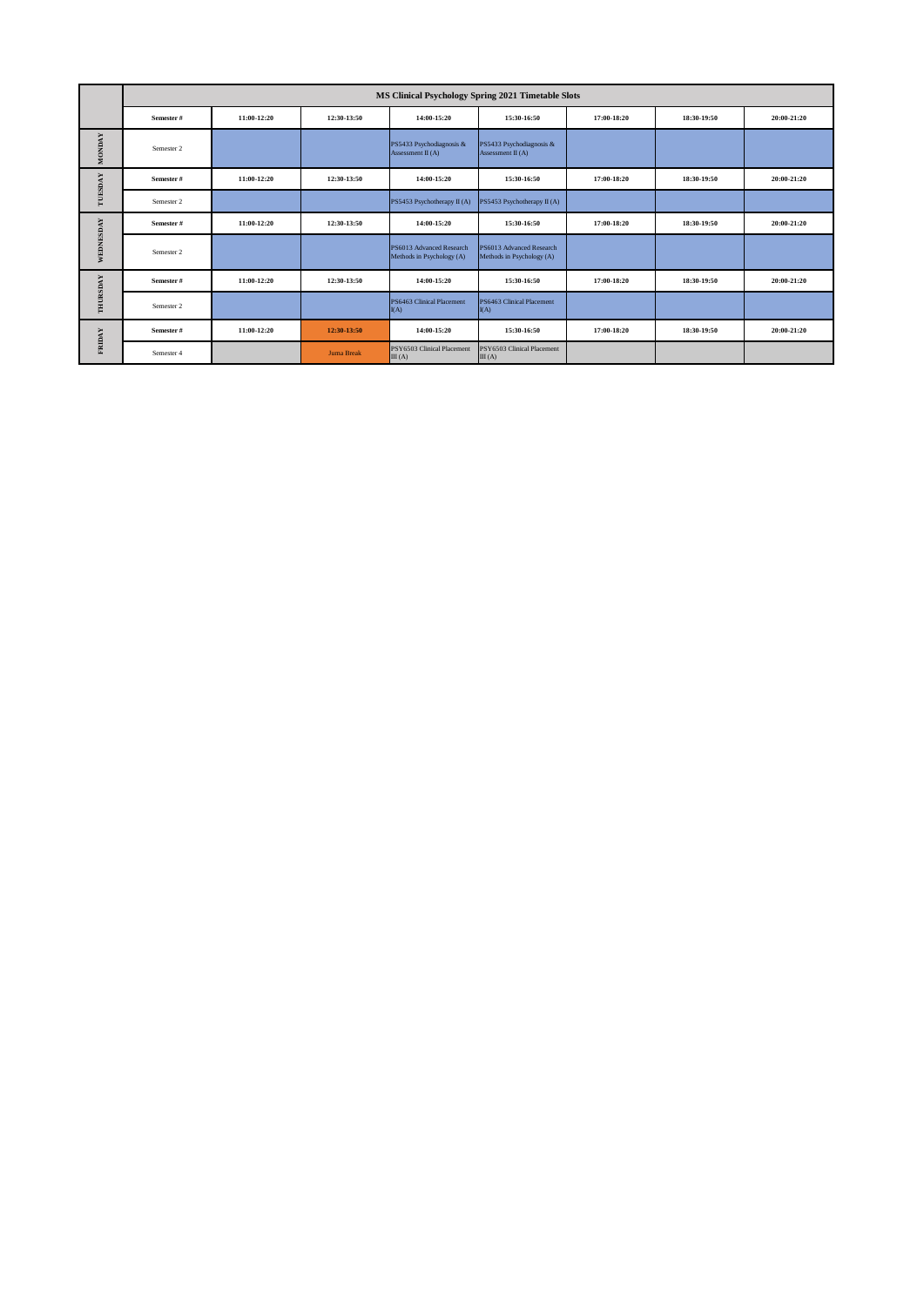| | MS Clinical Psychology Spring 2021 Timetable Slots | | | | | | | |
|---|---|---|---|---|---|---|---|---|
| | Semester # | 11:00-12:20 | 12:30-13:50 | 14:00-15:20 | 15:30-16:50 | 17:00-18:20 | 18:30-19:50 | 20:00-21:20 |
| MONDAY | Semester 2 | | | PS5433 Psychodiagnosis & Assessment II (A) | PS5433 Psychodiagnosis & Assessment II (A) | | | |
| TUESDAY | Semester # | 11:00-12:20 | 12:30-13:50 | 14:00-15:20 | 15:30-16:50 | 17:00-18:20 | 18:30-19:50 | 20:00-21:20 |
| | Semester 2 | | | PS5453 Psychotherapy II (A) | PS5453 Psychotherapy II (A) | | | |
| WEDNESDAY | Semester # | 11:00-12:20 | 12:30-13:50 | 14:00-15:20 | 15:30-16:50 | 17:00-18:20 | 18:30-19:50 | 20:00-21:20 |
| | Semester 2 | | | PS6013 Advanced Research Methods in Psychology (A) | PS6013 Advanced Research Methods in Psychology (A) | | | |
| THURSDAY | Semester # | 11:00-12:20 | 12:30-13:50 | 14:00-15:20 | 15:30-16:50 | 17:00-18:20 | 18:30-19:50 | 20:00-21:20 |
| | Semester 2 | | | PS6463 Clinical Placement I(A) | PS6463 Clinical Placement I(A) | | | |
| FRIDAY | Semester # | 11:00-12:20 | 12:30-13:50 | 14:00-15:20 | 15:30-16:50 | 17:00-18:20 | 18:30-19:50 | 20:00-21:20 |
| | Semester 4 | | Juma Break | PSY6503 Clinical Placement III (A) | PSY6503 Clinical Placement III (A) | | | |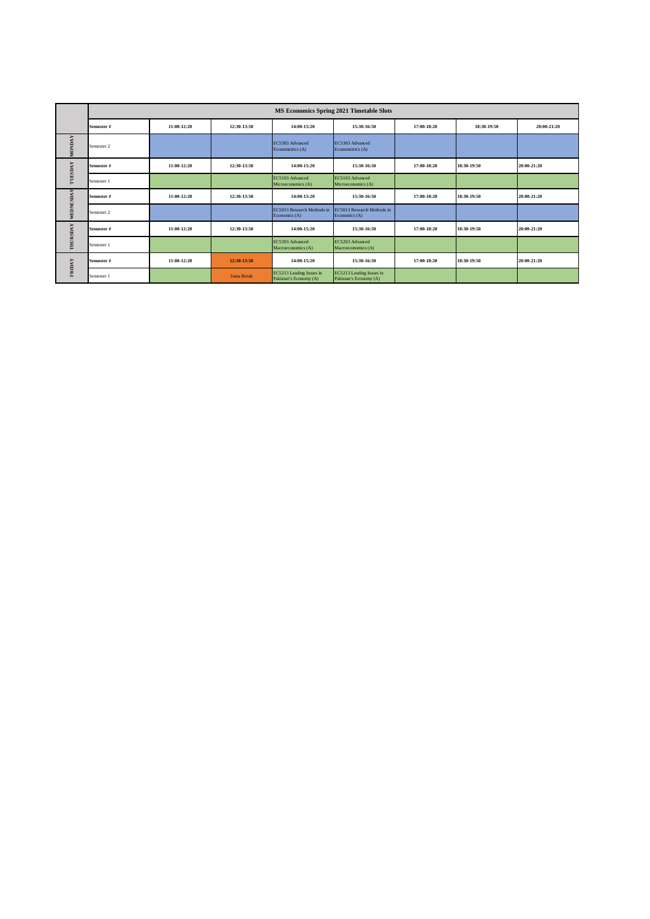| | MS Economics Spring 2021 Timetable Slots | | | | | | | |
|---|---|---|---|---|---|---|---|---|
| | Semester # | 11:00-12:20 | 12:30-13:50 | 14:00-15:20 | 15:30-16:50 | 17:00-18:20 | 18:30-19:50 | 20:00-21:20 |
| MONDAY | Semester 2 | | | EC5303 Advanced Econometrics (A) | EC5303 Advanced Econometrics (A) | | | |
| TUESDAY | Semester # | 11:00-12:20 | 12:30-13:50 | 14:00-15:20 | 15:30-16:50 | 17:00-18:20 | 18:30-19:50 | 20:00-21:20 |
| | Semester 1 | | | EC5103 Advanced Microeconomics (A) | EC5103 Advanced Microeconomics (A) | | | |
| WEDNESDAY | Semester # | 11:00-12:20 | 12:30-13:50 | 14:00-15:20 | 15:30-16:50 | 17:00-18:20 | 18:30-19:50 | 20:00-21:20 |
| | Semester 2 | | | EC5013 Research Methods in Economics (A) | EC5013 Research Methods in Economics (A) | | | |
| THURSDAY | Semester # | 11:00-12:20 | 12:30-13:50 | 14:00-15:20 | 15:30-16:50 | 17:00-18:20 | 18:30-19:50 | 20:00-21:20 |
| | Semester 1 | | | EC5203 Advanced Macroeconomics (A) | EC5203 Advanced Macroeconomics (A) | | | |
| FRIDAY | Semester # | 11:00-12:20 | 12:30-13:50 | 14:00-15:20 | 15:30-16:50 | 17:00-18:20 | 18:30-19:50 | 20:00-21:20 |
| | Semester 1 | | Juma Break | EC5213 Leading Issues in Pakistan's Economy (A) | EC5213 Leading Issues in Pakistan's Economy (A) | | | |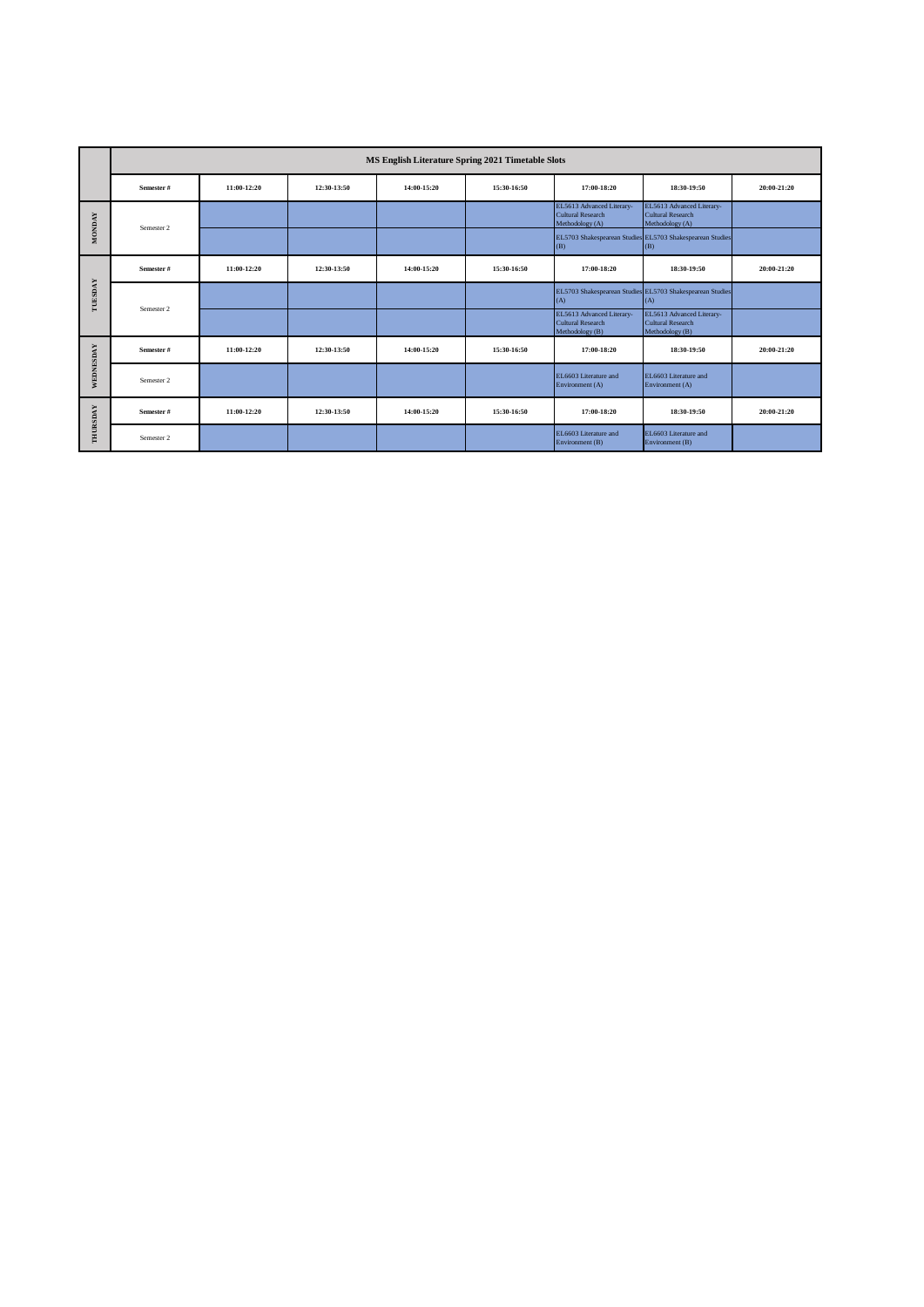| | MS English Literature Spring 2021 Timetable Slots | | | | | | | |
|---|---|---|---|---|---|---|---|---|
| | Semester # | 11:00-12:20 | 12:30-13:50 | 14:00-15:20 | 15:30-16:50 | 17:00-18:20 | 18:30-19:50 | 20:00-21:20 |
| MONDAY | Semester 2 | | | | | EL5613 Advanced Literary-Cultural Research Methodology (A) | EL5613 Advanced Literary-Cultural Research Methodology (A) | |
| | | | | | | EL5703 Shakespearean Studies (B) | EL5703 Shakespearean Studies (B) | |
| TUESDAY | Semester # | 11:00-12:20 | 12:30-13:50 | 14:00-15:20 | 15:30-16:50 | 17:00-18:20 | 18:30-19:50 | 20:00-21:20 |
| | Semester 2 | | | | | EL5703 Shakespearean Studies (A) | EL5703 Shakespearean Studies (A) | |
| | | | | | | EL5613 Advanced Literary-Cultural Research Methodology (B) | EL5613 Advanced Literary-Cultural Research Methodology (B) | |
| WEDNESDAY | Semester # | 11:00-12:20 | 12:30-13:50 | 14:00-15:20 | 15:30-16:50 | 17:00-18:20 | 18:30-19:50 | 20:00-21:20 |
| | Semester 2 | | | | | EL6603 Literature and Environment (A) | EL6603 Literature and Environment (A) | |
| THURSDAY | Semester # | 11:00-12:20 | 12:30-13:50 | 14:00-15:20 | 15:30-16:50 | 17:00-18:20 | 18:30-19:50 | 20:00-21:20 |
| | Semester 2 | | | | | EL6603 Literature and Environment (B) | EL6603 Literature and Environment (B) | |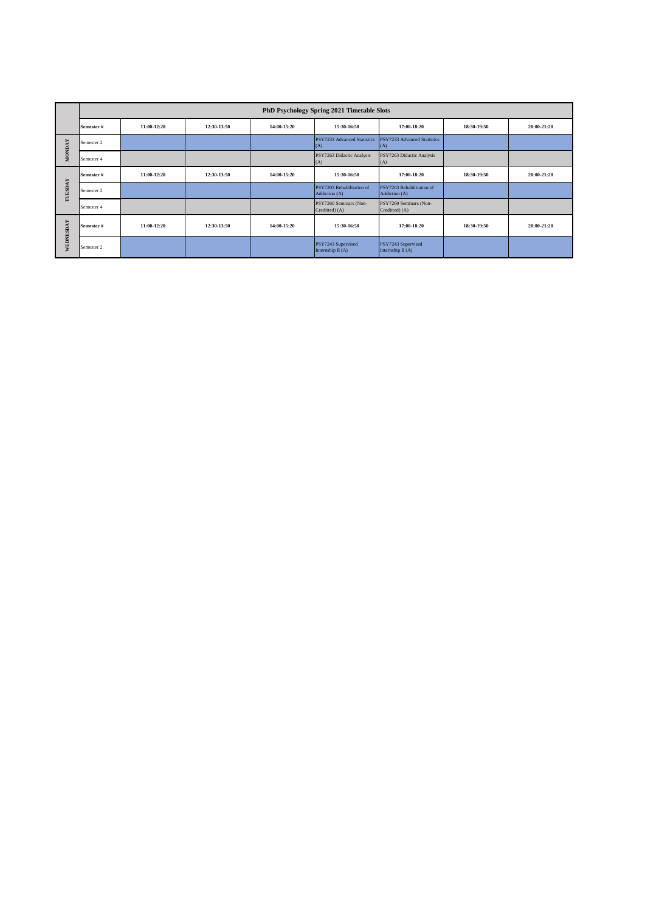| | PhD Psychology Spring 2021 Timetable Slots | | | | | | | |
|---|---|---|---|---|---|---|---|---|
| | **Semester #** | **11:00-12:20** | **12:30-13:50** | **14:00-15:20** | **15:30-16:50** | **17:00-18:20** | **18:30-19:50** | **20:00-21:20** |
| **MONDAY** | Semester 2 | | | | PSY7233 Advanced Statistics (A) | PSY7233 Advanced Statistics (A) | | |
| | Semester 4 | | | | PSY7263 Didactic Analysis (A) | PSY7263 Didactic Analysis (A) | | |
| **TUESDAY** | **Semester #** | **11:00-12:20** | **12:30-13:50** | **14:00-15:20** | **15:30-16:50** | **17:00-18:20** | **18:30-19:50** | **20:00-21:20** |
| | Semester 2 | | | | PSY7203 Rehabilitation of Addiction (A) | PSY7203 Rehabilitation of Addiction (A) | | |
| | Semester 4 | | | | PSY7260 Seminars (Non-Creditted) (A) | PSY7260 Seminars (Non-Creditted) (A) | | |
| **WEDNESDAY** | **Semester #** | **11:00-12:20** | **12:30-13:50** | **14:00-15:20** | **15:30-16:50** | **17:00-18:20** | **18:30-19:50** | **20:00-21:20** |
| | Semester 2 | | | | PSY7243 Supervised Internship II (A) | PSY7243 Supervised Internship II (A) | | |